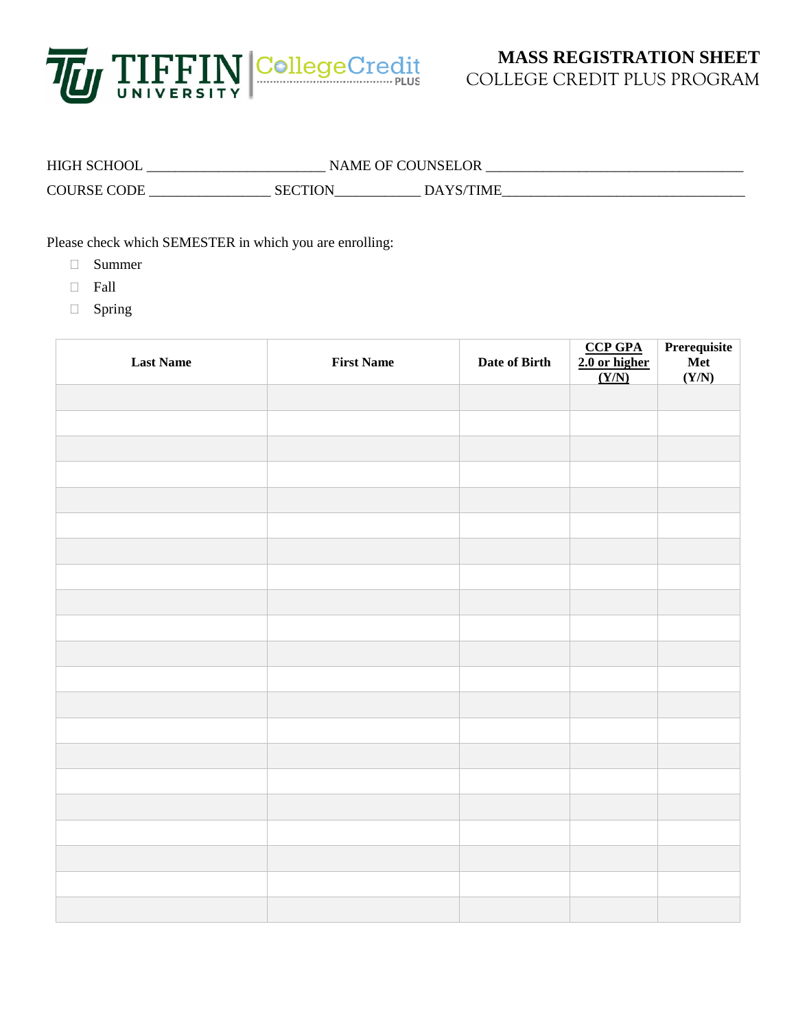# MASS REGISTRATION SHEET
## COLLEGE CREDIT PLUS PROGRAM

HIGH SCHOOL _________________________ NAME OF COUNSELOR ____________________________________

COURSE CODE _________________ SECTION____________ DAYS/TIME__________________________________

Please check which SEMESTER in which you are enrolling:

- ☐ Summer
- ☐ Fall
- ☐ Spring

| **Last Name** | **First Name** | **Date of Birth** | **CCP GPA 2.0 or higher (Y/N)** | **Prerequisite Met (Y/N)** |
|---|---|---|---|---|
| | | | | |
| | | | | |
| | | | | |
| | | | | |
| | | | | |
| | | | | |
| | | | | |
| | | | | |
| | | | | |
| | | | | |
| | | | | |
| | | | | |
| | | | | |
| | | | | |
| | | | | |
| | | | | |
| | | | | |
| | | | | |
| | | | | |
| | | | | |
| | | | | |
| | | | | |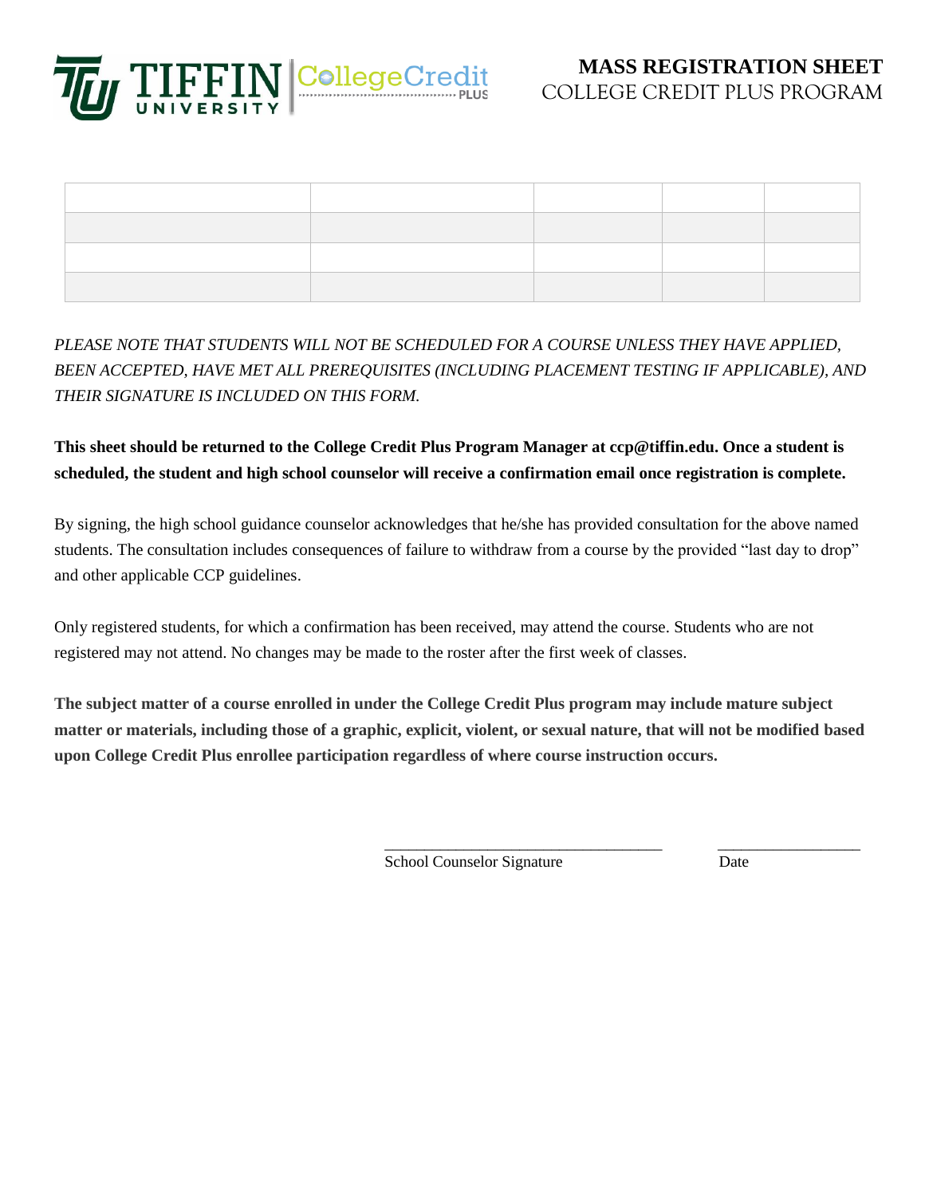# MASS REGISTRATION SHEET
COLLEGE CREDIT PLUS PROGRAM

| | | | | |
|---|---|---|---|---|
| | | | | |
| | | | | |
| | | | | |
| | | | | |

*PLEASE NOTE THAT STUDENTS WILL NOT BE SCHEDULED FOR A COURSE UNLESS THEY HAVE APPLIED, BEEN ACCEPTED, HAVE MET ALL PREREQUISITES (INCLUDING PLACEMENT TESTING IF APPLICABLE), AND THEIR SIGNATURE IS INCLUDED ON THIS FORM.*

**This sheet should be returned to the College Credit Plus Program Manager at ccp@tiffin.edu. Once a student is scheduled, the student and high school counselor will receive a confirmation email once registration is complete.**

By signing, the high school guidance counselor acknowledges that he/she has provided consultation for the above named students. The consultation includes consequences of failure to withdraw from a course by the provided "last day to drop" and other applicable CCP guidelines.

Only registered students, for which a confirmation has been received, may attend the course. Students who are not registered may not attend. No changes may be made to the roster after the first week of classes.

**The subject matter of a course enrolled in under the College Credit Plus program may include mature subject matter or materials, including those of a graphic, explicit, violent, or sexual nature, that will not be modified based upon College Credit Plus enrollee participation regardless of where course instruction occurs.**

___________________________________ __________________
School Counselor Signature Date